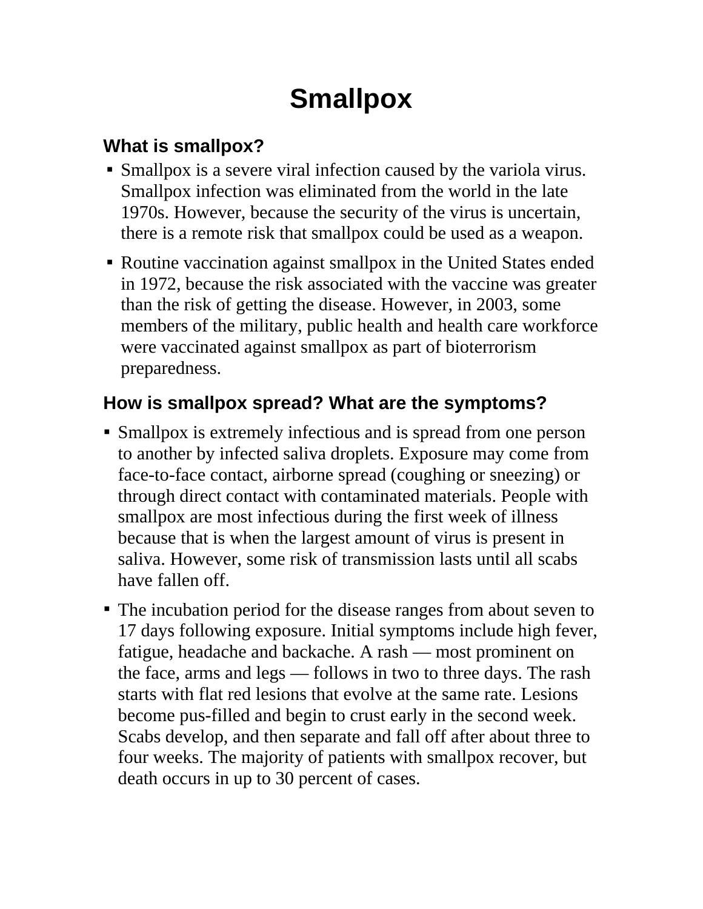# Smallpox

## What is smallpox?

- Smallpox is a severe viral infection caused by the variola virus. Smallpox infection was eliminated from the world in the late 1970s. However, because the security of the virus is uncertain, there is a remote risk that smallpox could be used as a weapon.
- Routine vaccination against smallpox in the United States ended in 1972, because the risk associated with the vaccine was greater than the risk of getting the disease. However, in 2003, some members of the military, public health and health care workforce were vaccinated against smallpox as part of bioterrorism preparedness.

## How is smallpox spread? What are the symptoms?

- Smallpox is extremely infectious and is spread from one person to another by infected saliva droplets. Exposure may come from face-to-face contact, airborne spread (coughing or sneezing) or through direct contact with contaminated materials. People with smallpox are most infectious during the first week of illness because that is when the largest amount of virus is present in saliva. However, some risk of transmission lasts until all scabs have fallen off.
- The incubation period for the disease ranges from about seven to 17 days following exposure. Initial symptoms include high fever, fatigue, headache and backache. A rash — most prominent on the face, arms and legs — follows in two to three days. The rash starts with flat red lesions that evolve at the same rate. Lesions become pus-filled and begin to crust early in the second week. Scabs develop, and then separate and fall off after about three to four weeks. The majority of patients with smallpox recover, but death occurs in up to 30 percent of cases.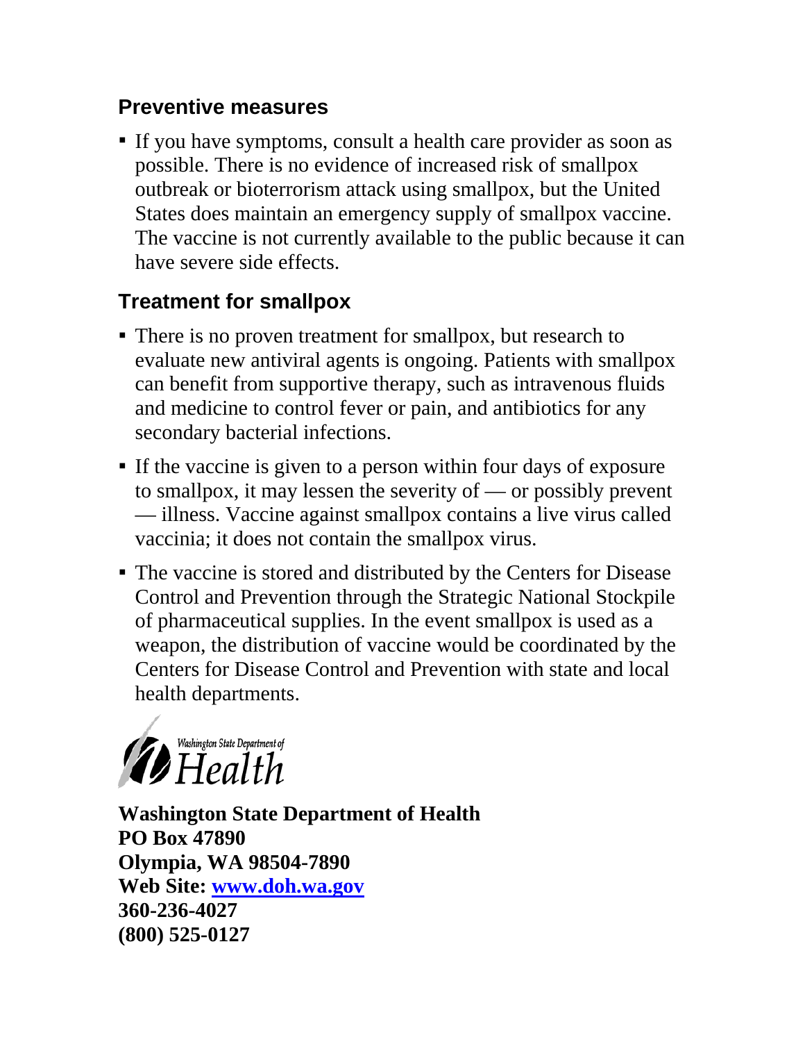## Preventive measures

- If you have symptoms, consult a health care provider as soon as possible. There is no evidence of increased risk of smallpox outbreak or bioterrorism attack using smallpox, but the United States does maintain an emergency supply of smallpox vaccine. The vaccine is not currently available to the public because it can have severe side effects.

## Treatment for smallpox

- There is no proven treatment for smallpox, but research to evaluate new antiviral agents is ongoing. Patients with smallpox can benefit from supportive therapy, such as intravenous fluids and medicine to control fever or pain, and antibiotics for any secondary bacterial infections.
- If the vaccine is given to a person within four days of exposure to smallpox, it may lessen the severity of — or possibly prevent — illness. Vaccine against smallpox contains a live virus called vaccinia; it does not contain the smallpox virus.
- The vaccine is stored and distributed by the Centers for Disease Control and Prevention through the Strategic National Stockpile of pharmaceutical supplies. In the event smallpox is used as a weapon, the distribution of vaccine would be coordinated by the Centers for Disease Control and Prevention with state and local health departments.

Washington State Department of Health

**Washington State Department of Health**
**PO Box 47890**
**Olympia, WA 98504-7890**
**Web Site: [www.doh.wa.gov](http://www.doh.wa.gov)**
**360-236-4027**
**(800) 525-0127**